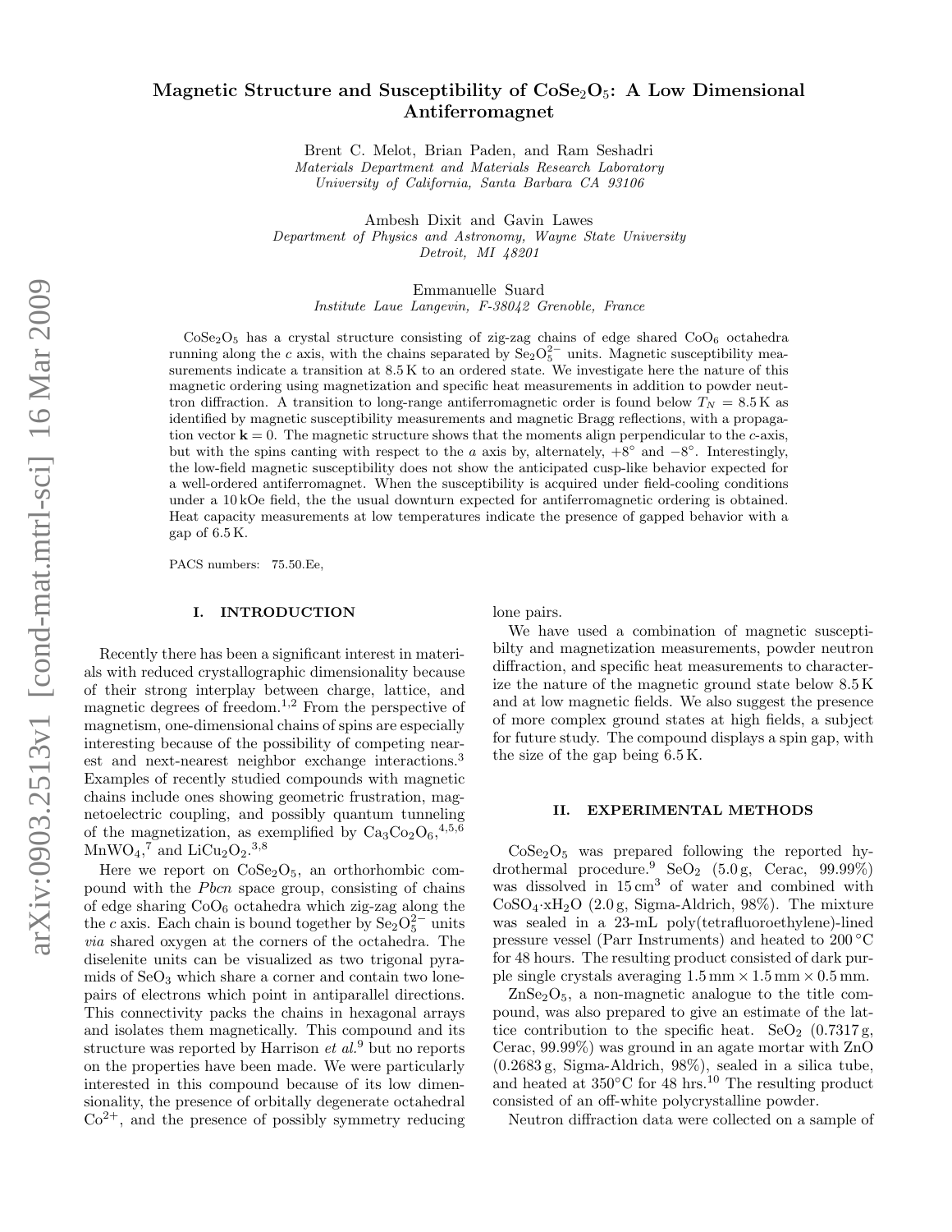# Magnetic Structure and Susceptibility of $CoSe_2O_5$: A Low Dimensional Antiferromagnet

Brent C. Melot, Brian Paden, and Ram Seshadri
*Materials Department and Materials Research Laboratory*
*University of California, Santa Barbara CA 93106*

Ambesh Dixit and Gavin Lawes
*Department of Physics and Astronomy, Wayne State University*
*Detroit, MI 48201*

Emmanuelle Suard
*Institute Laue Langevin, F-38042 Grenoble, France*

$CoSe_2O_5$ has a crystal structure consisting of zig-zag chains of edge shared $CoO_6$ octahedra running along the $c$ axis, with the chains separated by $Se_2O_5^{2-}$ units. Magnetic susceptibility measurements indicate a transition at 8.5 K to an ordered state. We investigate here the nature of this magnetic ordering using magnetization and specific heat measurements in addition to powder neutron diffraction. A transition to long-range antiferromagnetic order is found below $T_N = 8.5$ K as identified by magnetic susceptibility measurements and magnetic Bragg reflections, with a propagation vector $\mathbf{k} = 0$. The magnetic structure shows that the moments align perpendicular to the $c$-axis, but with the spins canting with respect to the $a$ axis by, alternately, $+8°$ and $-8°$. Interestingly, the low-field magnetic susceptibility does not show the anticipated cusp-like behavior expected for a well-ordered antiferromagnet. When the susceptibility is acquired under field-cooling conditions under a 10 kOe field, the the usual downturn expected for antiferromagnetic ordering is obtained. Heat capacity measurements at low temperatures indicate the presence of gapped behavior with a gap of 6.5 K.

PACS numbers: 75.50.Ee,

## I. INTRODUCTION

Recently there has been a significant interest in materials with reduced crystallographic dimensionality because of their strong interplay between charge, lattice, and magnetic degrees of freedom.[1,2] From the perspective of magnetism, one-dimensional chains of spins are especially interesting because of the possibility of competing nearest and next-nearest neighbor exchange interactions.[3] Examples of recently studied compounds with magnetic chains include ones showing geometric frustration, magnetoelectric coupling, and possibly quantum tunneling of the magnetization, as exemplified by $Ca_3Co_2O_6$,[4,5,6] $MnWO_4$,[7] and $LiCu_2O_2$.[3,8]

Here we report on $CoSe_2O_5$, an orthorhombic compound with the *Pbcn* space group, consisting of chains of edge sharing $CoO_6$ octahedra which zig-zag along the the $c$ axis. Each chain is bound together by $Se_2O_5^{2-}$ units *via* shared oxygen at the corners of the octahedra. The diselenite units can be visualized as two trigonal pyramids of $SeO_3$ which share a corner and contain two lone-pairs of electrons which point in antiparallel directions. This connectivity packs the chains in hexagonal arrays and isolates them magnetically. This compound and its structure was reported by Harrison *et al.*[9] but no reports on the properties have been made. We were particularly interested in this compound because of its low dimensionality, the presence of orbitally degenerate octahedral $Co^{2+}$, and the presence of possibly symmetry reducing lone pairs.

We have used a combination of magnetic susceptibility and magnetization measurements, powder neutron diffraction, and specific heat measurements to characterize the nature of the magnetic ground state below 8.5 K and at low magnetic fields. We also suggest the presence of more complex ground states at high fields, a subject for future study. The compound displays a spin gap, with the size of the gap being 6.5 K.

## II. EXPERIMENTAL METHODS

$CoSe_2O_5$ was prepared following the reported hydrothermal procedure.[9] $SeO_2$ (5.0 g, Cerac, 99.99%) was dissolved in 15 cm$^3$ of water and combined with $CoSO_4{\cdot}xH_2O$ (2.0 g, Sigma-Aldrich, 98%). The mixture was sealed in a 23-mL poly(tetrafluoroethylene)-lined pressure vessel (Parr Instruments) and heated to 200 °C for 48 hours. The resulting product consisted of dark purple single crystals averaging 1.5 mm × 1.5 mm × 0.5 mm.

$ZnSe_2O_5$, a non-magnetic analogue to the title compound, was also prepared to give an estimate of the lattice contribution to the specific heat. $SeO_2$ (0.7317 g, Cerac, 99.99%) was ground in an agate mortar with ZnO (0.2683 g, Sigma-Aldrich, 98%), sealed in a silica tube, and heated at 350°C for 48 hrs.[10] The resulting product consisted of an off-white polycrystalline powder.

Neutron diffraction data were collected on a sample of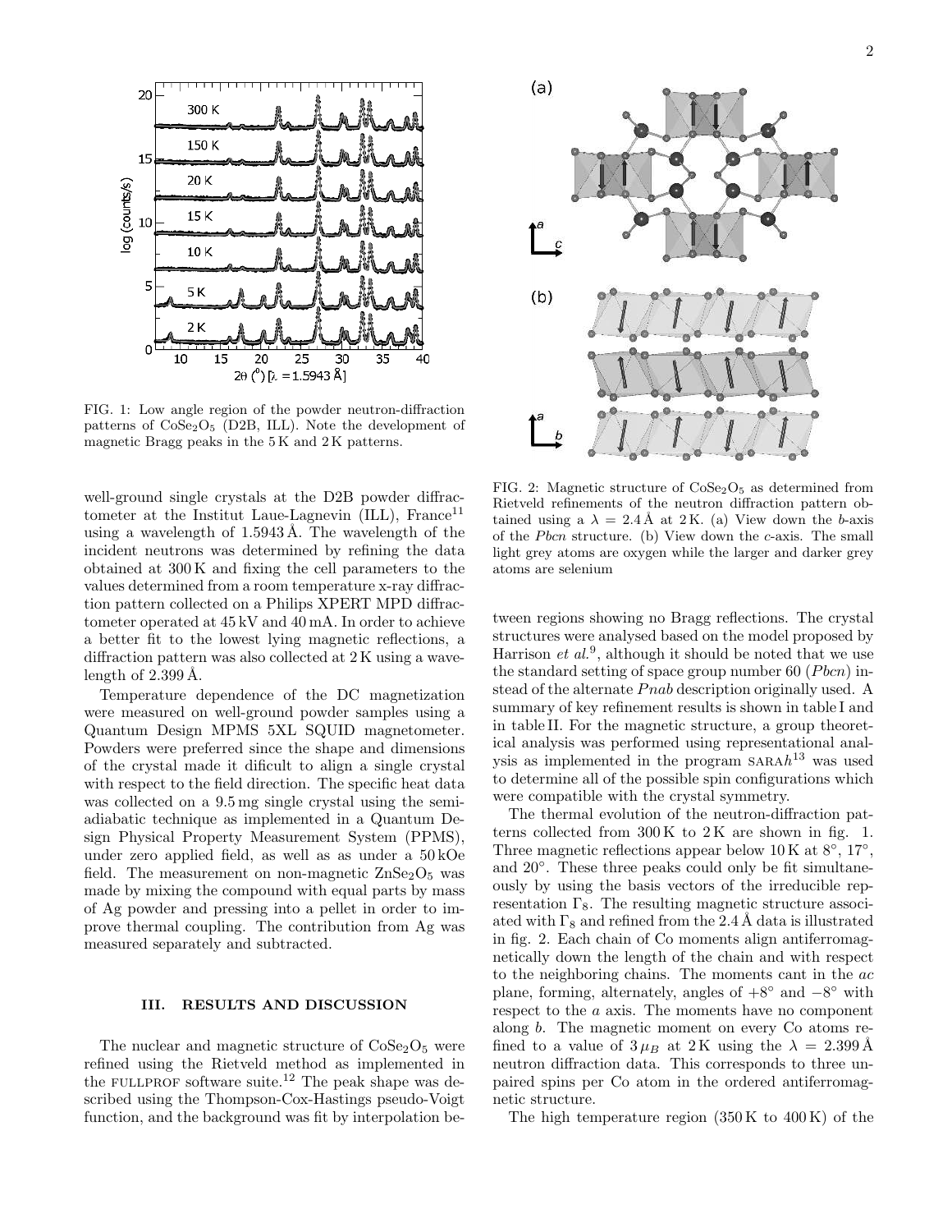FIG. 1: Low angle region of the powder neutron-diffraction patterns of $CoSe_2O_5$ (D2B, ILL). Note the development of magnetic Bragg peaks in the 5 K and 2 K patterns.

well-ground single crystals at the D2B powder diffractometer at the Institut Laue-Lagnevin (ILL), France[11] using a wavelength of 1.5943 Å. The wavelength of the incident neutrons was determined by refining the data obtained at 300 K and fixing the cell parameters to the values determined from a room temperature x-ray diffraction pattern collected on a Philips XPERT MPD diffractometer operated at 45 kV and 40 mA. In order to achieve a better fit to the lowest lying magnetic reflections, a diffraction pattern was also collected at 2 K using a wavelength of 2.399 Å.

Temperature dependence of the DC magnetization were measured on well-ground powder samples using a Quantum Design MPMS 5XL SQUID magnetometer. Powders were preferred since the shape and dimensions of the crystal made it dificult to align a single crystal with respect to the field direction. The specific heat data was collected on a 9.5 mg single crystal using the semi-adiabatic technique as implemented in a Quantum Design Physical Property Measurement System (PPMS), under zero applied field, as well as as under a 50 kOe field. The measurement on non-magnetic $ZnSe_2O_5$ was made by mixing the compound with equal parts by mass of Ag powder and pressing into a pellet in order to improve thermal coupling. The contribution from Ag was measured separately and subtracted.

## III. RESULTS AND DISCUSSION

The nuclear and magnetic structure of $CoSe_2O_5$ were refined using the Rietveld method as implemented in the FULLPROF software suite.[12] The peak shape was described using the Thompson-Cox-Hastings pseudo-Voigt function, and the background was fit by interpolation between regions showing no Bragg reflections. The crystal structures were analysed based on the model proposed by Harrison *et al.*[9], although it should be noted that we use the standard setting of space group number 60 ($Pbcn$) instead of the alternate $Pnab$ description originally used. A summary of key refinement results is shown in table I and in table II. For the magnetic structure, a group theoretical analysis was performed using representational analysis as implemented in the program SARA$h$[13] was used to determine all of the possible spin configurations which were compatible with the crystal symmetry.

FIG. 2: Magnetic structure of $CoSe_2O_5$ as determined from Rietveld refinements of the neutron diffraction pattern obtained using a $\lambda = 2.4$ Å at 2 K. (a) View down the $b$-axis of the $Pbcn$ structure. (b) View down the $c$-axis. The small light grey atoms are oxygen while the larger and darker grey atoms are selenium

The thermal evolution of the neutron-diffraction patterns collected from 300 K to 2 K are shown in fig. 1. Three magnetic reflections appear below 10 K at 8°, 17°, and 20°. These three peaks could only be fit simultaneously by using the basis vectors of the irreducible representation $\Gamma_8$. The resulting magnetic structure associated with $\Gamma_8$ and refined from the 2.4 Å data is illustrated in fig. 2. Each chain of Co moments align antiferromagnetically down the length of the chain and with respect to the neighboring chains. The moments cant in the $ac$ plane, forming, alternately, angles of $+8°$ and $-8°$ with respect to the $a$ axis. The moments have no component along $b$. The magnetic moment on every Co atoms refined to a value of $3\,\mu_B$ at 2 K using the $\lambda = 2.399$ Å neutron diffraction data. This corresponds to three unpaired spins per Co atom in the ordered antiferromagnetic structure.

The high temperature region (350 K to 400 K) of the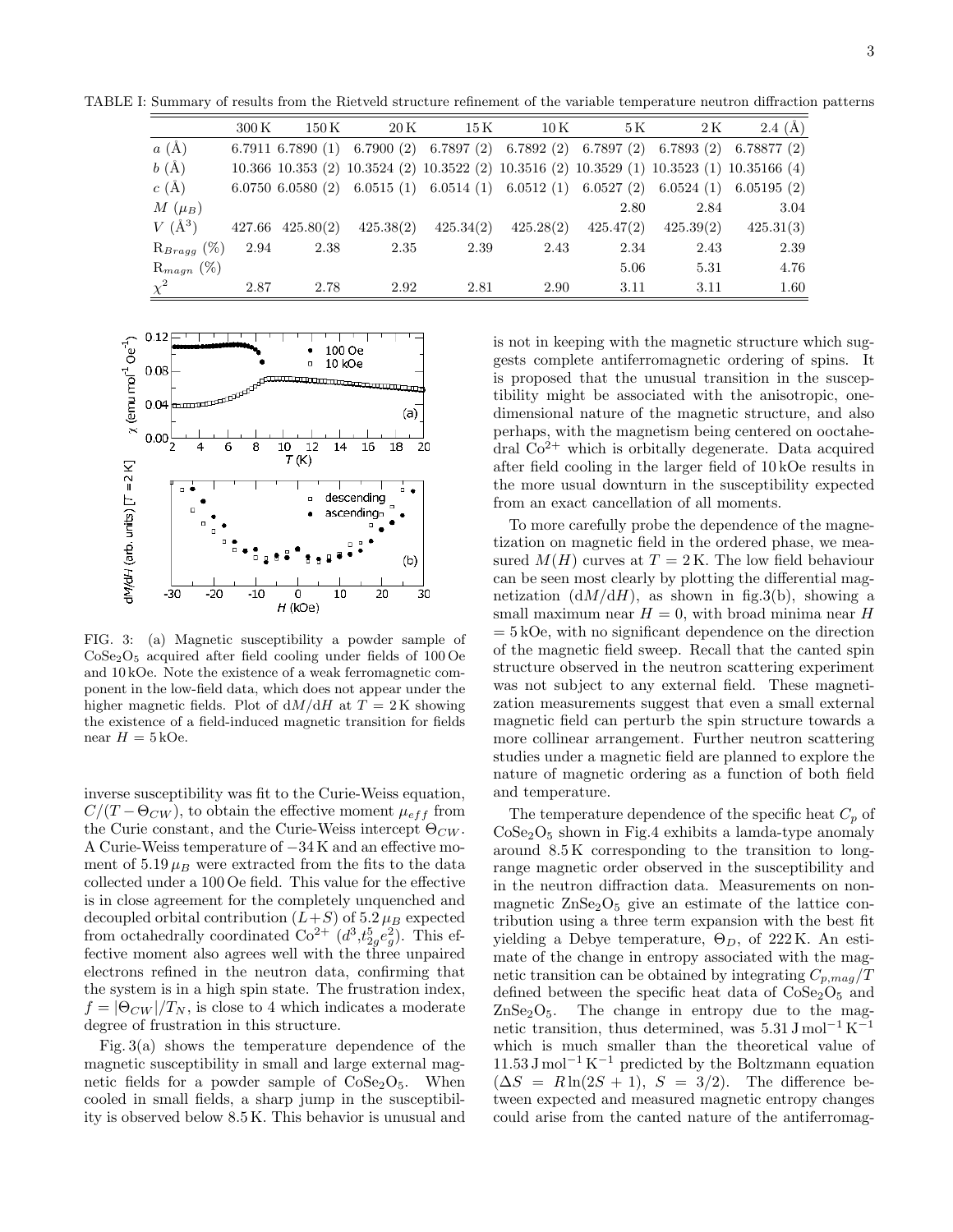TABLE I: Summary of results from the Rietveld structure refinement of the variable temperature neutron diffraction patterns

| | 300 K | 150 K | 20 K | 15 K | 10 K | 5 K | 2 K | 2.4 (Å) |
|---|---|---|---|---|---|---|---|---|
| $a$ (Å) | 6.7911 | 6.7890 (1) | 6.7900 (2) | 6.7897 (2) | 6.7892 (2) | 6.7897 (2) | 6.7893 (2) | 6.78877 (2) |
| $b$ (Å) | 10.366 | 10.353 (2) | 10.3524 (2) | 10.3522 (2) | 10.3516 (2) | 10.3529 (1) | 10.3523 (1) | 10.35166 (4) |
| $c$ (Å) | 6.0750 | 6.0580 (2) | 6.0515 (1) | 6.0514 (1) | 6.0512 (1) | 6.0527 (2) | 6.0524 (1) | 6.05195 (2) |
| $M$ ($\mu_B$) | | | | | | 2.80 | 2.84 | 3.04 |
| $V$ (Å$^3$) | 427.66 | 425.80(2) | 425.38(2) | 425.34(2) | 425.28(2) | 425.47(2) | 425.39(2) | 425.31(3) |
| R$_{Bragg}$ (%) | 2.94 | 2.38 | 2.35 | 2.39 | 2.43 | 2.34 | 2.43 | 2.39 |
| R$_{magn}$ (%) | | | | | | 5.06 | 5.31 | 4.76 |
| $\chi^2$ | 2.87 | 2.78 | 2.92 | 2.81 | 2.90 | 3.11 | 3.11 | 1.60 |

FIG. 3: (a) Magnetic susceptibility a powder sample of $CoSe_2O_5$ acquired after field cooling under fields of 100 Oe and 10 kOe. Note the existence of a weak ferromagnetic component in the low-field data, which does not appear under the higher magnetic fields. Plot of $dM/dH$ at $T = 2$ K showing the existence of a field-induced magnetic transition for fields near $H = 5$ kOe.

inverse susceptibility was fit to the Curie-Weiss equation, $C/(T - \Theta_{CW})$, to obtain the effective moment $\mu_{eff}$ from the Curie constant, and the Curie-Weiss intercept $\Theta_{CW}$. A Curie-Weiss temperature of $-34$ K and an effective moment of $5.19\,\mu_B$ were extracted from the fits to the data collected under a 100 Oe field. This value for the effective is in close agreement for the completely unquenched and decoupled orbital contribution ($L+S$) of $5.2\,\mu_B$ expected from octahedrally coordinated $Co^{2+}$ ($d^3$,$t_{2g}^5e_g^2$). This effective moment also agrees well with the three unpaired electrons refined in the neutron data, confirming that the system is in a high spin state. The frustration index, $f = |\Theta_{CW}|/T_N$, is close to 4 which indicates a moderate degree of frustration in this structure.

Fig. 3(a) shows the temperature dependence of the magnetic susceptibility in small and large external magnetic fields for a powder sample of $CoSe_2O_5$. When cooled in small fields, a sharp jump in the susceptibility is observed below 8.5 K. This behavior is unusual and is not in keeping with the magnetic structure which suggests complete antiferromagnetic ordering of spins. It is proposed that the unusual transition in the susceptibility might be associated with the anisotropic, one-dimensional nature of the magnetic structure, and also perhaps, with the magnetism being centered on ooctahedral $Co^{2+}$ which is orbitally degenerate. Data acquired after field cooling in the larger field of 10 kOe results in the more usual downturn in the susceptibility expected from an exact cancellation of all moments.

To more carefully probe the dependence of the magnetization on magnetic field in the ordered phase, we measured $M(H)$ curves at $T = 2$ K. The low field behaviour can be seen most clearly by plotting the differential magnetization ($dM/dH$), as shown in fig.3(b), showing a small maximum near $H = 0$, with broad minima near $H$ = 5 kOe, with no significant dependence on the direction of the magnetic field sweep. Recall that the canted spin structure observed in the neutron scattering experiment was not subject to any external field. These magnetization measurements suggest that even a small external magnetic field can perturb the spin structure towards a more collinear arrangement. Further neutron scattering studies under a magnetic field are planned to explore the nature of magnetic ordering as a function of both field and temperature.

The temperature dependence of the specific heat $C_p$ of $CoSe_2O_5$ shown in Fig.4 exhibits a lamda-type anomaly around 8.5 K corresponding to the transition to long-range magnetic order observed in the susceptibility and in the neutron diffraction data. Measurements on non-magnetic $ZnSe_2O_5$ give an estimate of the lattice contribution using a three term expansion with the best fit yielding a Debye temperature, $\Theta_D$, of 222 K. An estimate of the change in entropy associated with the magnetic transition can be obtained by integrating $C_{p,mag}/T$ defined between the specific heat data of $CoSe_2O_5$ and $ZnSe_2O_5$. The change in entropy due to the magnetic transition, thus determined, was $5.31\,\mathrm{J\,mol^{-1}\,K^{-1}}$ which is much smaller than the theoretical value of $11.53\,\mathrm{J\,mol^{-1}\,K^{-1}}$ predicted by the Boltzmann equation ($\Delta S = R\ln(2S+1)$, $S = 3/2$). The difference between expected and measured magnetic entropy changes could arise from the canted nature of the antiferromag-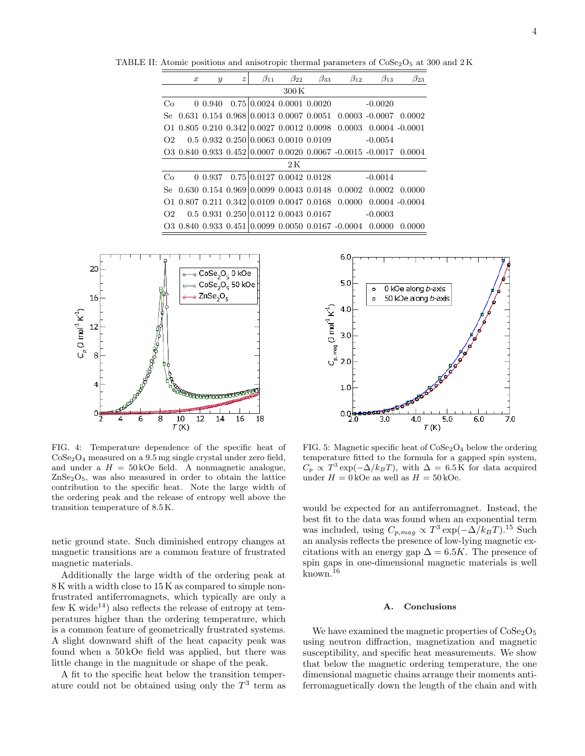TABLE II: Atomic positions and anisotropic thermal parameters of $CoSe_2O_5$ at 300 and 2 K

| | $x$ | $y$ | $z$ | $\beta_{11}$ | $\beta_{22}$ | $\beta_{33}$ | $\beta_{12}$ | $\beta_{13}$ | $\beta_{23}$ |
|---|---|---|---|---|---|---|---|---|---|
| 300 K | | | | | | | | | |
| Co | 0 | 0.940 | 0.75 | 0.0024 | 0.0001 | 0.0020 | | -0.0020 | |
| Se | 0.631 | 0.154 | 0.968 | 0.0013 | 0.0007 | 0.0051 | 0.0003 | -0.0007 | 0.0002 |
| O1 | 0.805 | 0.210 | 0.342 | 0.0027 | 0.0012 | 0.0098 | 0.0003 | 0.0004 | -0.0001 |
| O2 | 0.5 | 0.932 | 0.250 | 0.0063 | 0.0010 | 0.0109 | | -0.0054 | |
| O3 | 0.840 | 0.933 | 0.452 | 0.0007 | 0.0020 | 0.0067 | -0.0015 | -0.0017 | 0.0004 |
| 2 K | | | | | | | | | |
| Co | 0 | 0.937 | 0.75 | 0.0127 | 0.0042 | 0.0128 | | -0.0014 | |
| Se | 0.630 | 0.154 | 0.969 | 0.0099 | 0.0043 | 0.0148 | 0.0002 | 0.0002 | 0.0000 |
| O1 | 0.807 | 0.211 | 0.342 | 0.0109 | 0.0047 | 0.0168 | 0.0000 | 0.0004 | -0.0004 |
| O2 | 0.5 | 0.931 | 0.250 | 0.0112 | 0.0043 | 0.0167 | | -0.0003 | |
| O3 | 0.840 | 0.933 | 0.451 | 0.0099 | 0.0050 | 0.0167 | -0.0004 | 0.0000 | 0.0000 |

FIG. 4: Temperature dependence of the specific heat of $CoSe_2O_4$ measured on a 9.5 mg single crystal under zero field, and under a $H = 50$ kOe field. A nonmagnetic analogue, $ZnSe_2O_5$, was also measured in order to obtain the lattice contribution to the specific heat. Note the large width of the ordering peak and the release of entropy well above the transition temperature of 8.5 K.

FIG. 5: Magnetic specific heat of $CoSe_2O_4$ below the ordering temperature fitted to the formula for a gapped spin system, $C_p \propto T^3 \exp(-\Delta/k_B T)$, with $\Delta = 6.5$ K for data acquired under $H = 0$ kOe as well as $H = 50$ kOe.

netic ground state. Such diminished entropy changes at magnetic transitions are a common feature of frustrated magnetic materials.

Additionally the large width of the ordering peak at 8 K with a width close to 15 K as compared to simple non-frustrated antiferromagnets, which typically are only a few K wide[14]) also reflects the release of entropy at temperatures higher than the ordering temperature, which is a common feature of geometrically frustrated systems. A slight downward shift of the heat capacity peak was found when a 50 kOe field was applied, but there was little change in the magnitude or shape of the peak.

A fit to the specific heat below the transition temperature could not be obtained using only the $T^3$ term as would be expected for an antiferromagnet. Instead, the best fit to the data was found when an exponential term was included, using $C_{p,mag} \propto T^3 \exp(-\Delta/k_B T)$.[15] Such an analysis reflects the presence of low-lying magnetic excitations with an energy gap $\Delta = 6.5K$. The presence of spin gaps in one-dimensional magnetic materials is well known.[16]

### A. Conclusions

We have examined the magnetic properties of $CoSe_2O_5$ using neutron diffraction, magnetization and magnetic susceptibility, and specific heat measurements. We show that below the magnetic ordering temperature, the one dimensional magnetic chains arrange their moments antiferromagnetically down the length of the chain and with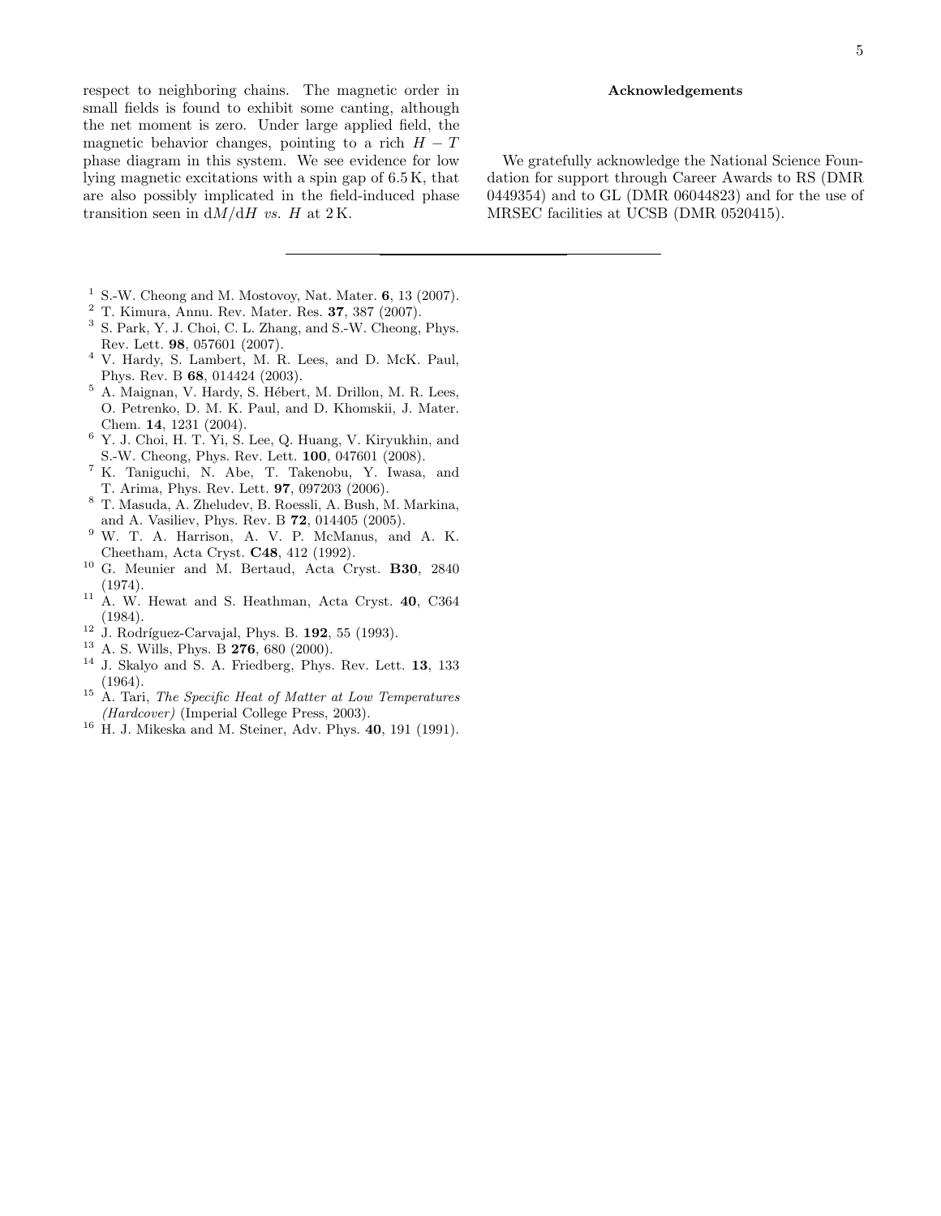respect to neighboring chains. The magnetic order in small fields is found to exhibit some canting, although the net moment is zero. Under large applied field, the magnetic behavior changes, pointing to a rich $H-T$ phase diagram in this system. We see evidence for low lying magnetic excitations with a spin gap of 6.5 K, that are also possibly implicated in the field-induced phase transition seen in $\mathrm{d}M/\mathrm{d}H$ *vs.* $H$ at 2 K.

### Acknowledgements

We gratefully acknowledge the National Science Foundation for support through Career Awards to RS (DMR 0449354) and to GL (DMR 06044823) and for the use of MRSEC facilities at UCSB (DMR 0520415).

---

[1] S.-W. Cheong and M. Mostovoy, Nat. Mater. **6**, 13 (2007).
[2] T. Kimura, Annu. Rev. Mater. Res. **37**, 387 (2007).
[3] S. Park, Y. J. Choi, C. L. Zhang, and S.-W. Cheong, Phys. Rev. Lett. **98**, 057601 (2007).
[4] V. Hardy, S. Lambert, M. R. Lees, and D. McK. Paul, Phys. Rev. B **68**, 014424 (2003).
[5] A. Maignan, V. Hardy, S. Hébert, M. Drillon, M. R. Lees, O. Petrenko, D. M. K. Paul, and D. Khomskii, J. Mater. Chem. **14**, 1231 (2004).
[6] Y. J. Choi, H. T. Yi, S. Lee, Q. Huang, V. Kiryukhin, and S.-W. Cheong, Phys. Rev. Lett. **100**, 047601 (2008).
[7] K. Taniguchi, N. Abe, T. Takenobu, Y. Iwasa, and T. Arima, Phys. Rev. Lett. **97**, 097203 (2006).
[8] T. Masuda, A. Zheludev, B. Roessli, A. Bush, M. Markina, and A. Vasiliev, Phys. Rev. B **72**, 014405 (2005).
[9] W. T. A. Harrison, A. V. P. McManus, and A. K. Cheetham, Acta Cryst. **C48**, 412 (1992).
[10] G. Meunier and M. Bertaud, Acta Cryst. **B30**, 2840 (1974).
[11] A. W. Hewat and S. Heathman, Acta Cryst. **40**, C364 (1984).
[12] J. Rodríguez-Carvajal, Phys. B. **192**, 55 (1993).
[13] A. S. Wills, Phys. B **276**, 680 (2000).
[14] J. Skalyo and S. A. Friedberg, Phys. Rev. Lett. **13**, 133 (1964).
[15] A. Tari, *The Specific Heat of Matter at Low Temperatures (Hardcover)* (Imperial College Press, 2003).
[16] H. J. Mikeska and M. Steiner, Adv. Phys. **40**, 191 (1991).